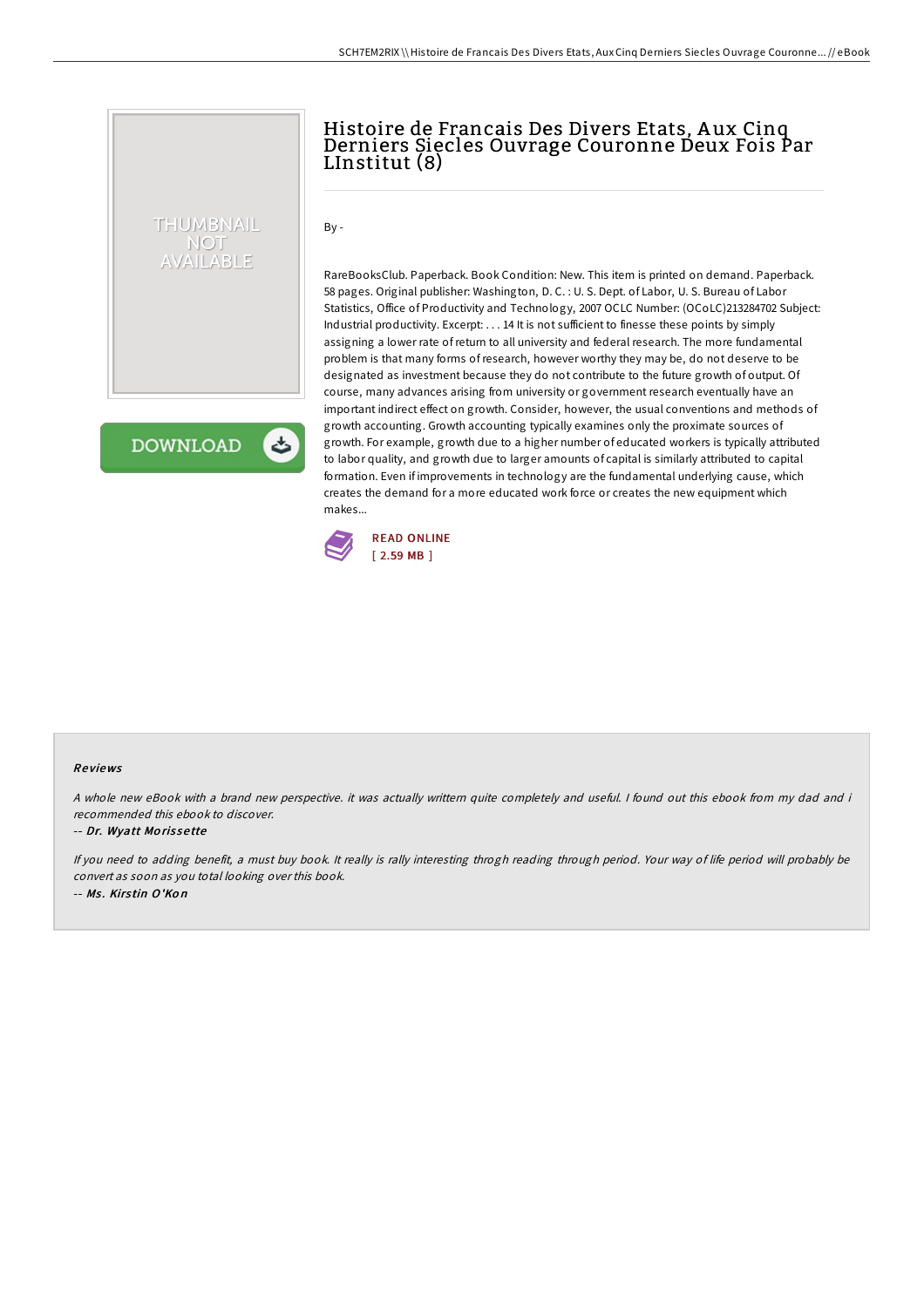# Histoire de Francais Des Divers Etats, Aux Cinq Derniers Siecles Ouvrage Couronne Deux Fois Par LInstitut (8)

By -

RareBooksClub. Paperback. Book Condition: New. This item is printed on demand. Paperback. 58 pages. Original publisher: Washington, D. C. : U. S. Dept. of Labor, U. S. Bureau of Labor Statistics, Office of Productivity and Technology, 2007 OCLC Number: (OCoLC)213284702 Subject: Industrial productivity. Excerpt: . . . 14 It is not sufficient to finesse these points by simply assigning a lower rate of return to all university and federal research. The more fundamental problem is that many forms of research, however worthy they may be, do not deserve to be designated as investment because they do not contribute to the future growth of output. Of course, many advances arising from university or government research eventually have an important indirect effect on growth. Consider, however, the usual conventions and methods of growth accounting. Growth accounting typically examines only the proximate sources of growth. For example, growth due to a higher number of educated workers is typically attributed to labor quality, and growth due to larger amounts of capital is similarly attributed to capital formation. Even if improvements in technology are the fundamental underlying cause, which creates the demand for a more educated work force or creates the new equipment which makes...

READ ONLINE
[ 2.59 MB ]

## Reviews

*A whole new eBook with a brand new perspective. it was actually writtern quite completely and useful. I found out this ebook from my dad and i recommended this ebook to discover.*

-- ***Dr. Wyatt Morissette***

*If you need to adding benefit, a must buy book. It really is rally interesting throgh reading through period. Your way of life period will probably be convert as soon as you total looking over this book.*

-- ***Ms. Kirstin O'Kon***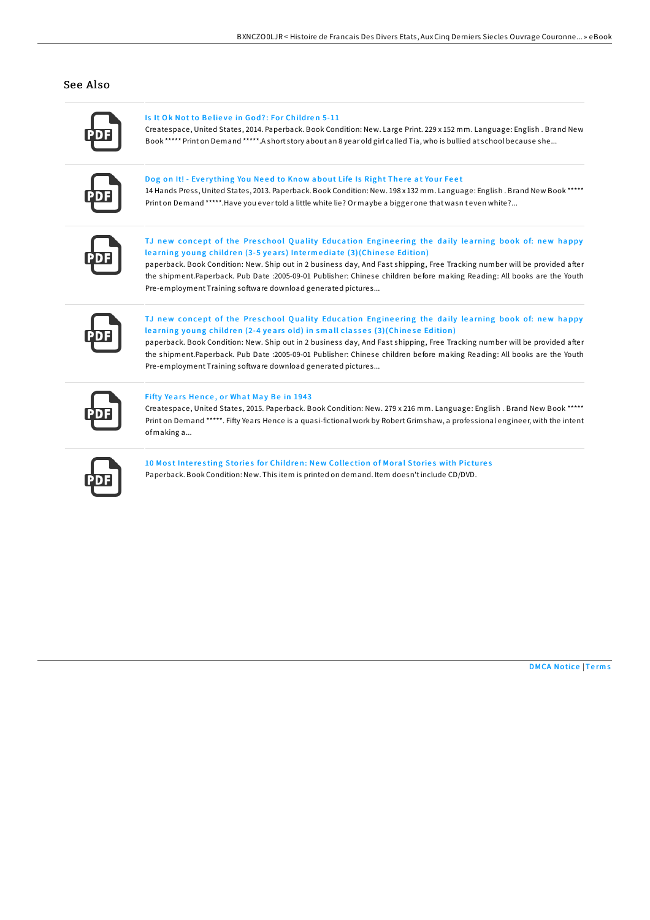## See Also

**Is It Ok Not to Believe in God?: For Children 5-11**

Createspace, United States, 2014. Paperback. Book Condition: New. Large Print. 229 x 152 mm. Language: English . Brand New Book ***** Print on Demand *****.A short story about an 8 year old girl called Tia, who is bullied at school because she...

**Dog on It! - Everything You Need to Know about Life Is Right There at Your Feet**

14 Hands Press, United States, 2013. Paperback. Book Condition: New. 198 x 132 mm. Language: English . Brand New Book ***** Print on Demand *****.Have you ever told a little white lie? Or maybe a bigger one that wasn t even white?...

**TJ new concept of the Preschool Quality Education Engineering the daily learning book of: new happy learning young children (3-5 years) Intermediate (3)(Chinese Edition)**

paperback. Book Condition: New. Ship out in 2 business day, And Fast shipping, Free Tracking number will be provided after the shipment.Paperback. Pub Date :2005-09-01 Publisher: Chinese children before making Reading: All books are the Youth Pre-employment Training software download generated pictures...

**TJ new concept of the Preschool Quality Education Engineering the daily learning book of: new happy learning young children (2-4 years old) in small classes (3)(Chinese Edition)**

paperback. Book Condition: New. Ship out in 2 business day, And Fast shipping, Free Tracking number will be provided after the shipment.Paperback. Pub Date :2005-09-01 Publisher: Chinese children before making Reading: All books are the Youth Pre-employment Training software download generated pictures...

**Fifty Years Hence, or What May Be in 1943**

Createspace, United States, 2015. Paperback. Book Condition: New. 279 x 216 mm. Language: English . Brand New Book ***** Print on Demand *****. Fifty Years Hence is a quasi-fictional work by Robert Grimshaw, a professional engineer, with the intent of making a...

**10 Most Interesting Stories for Children: New Collection of Moral Stories with Pictures**

Paperback. Book Condition: New. This item is printed on demand. Item doesn't include CD/DVD.